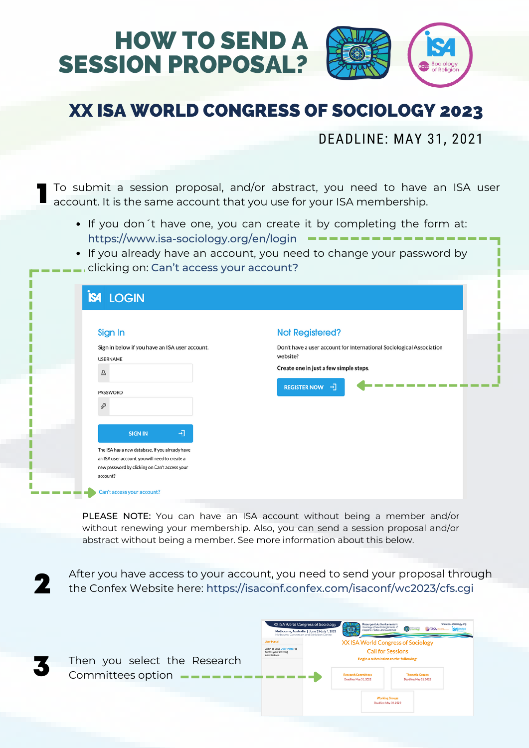# HOW TO SEND A SESSION PROPOSAL?

## XX ISA WORLD CONGRESS OF SOCIOLOGY 2023

DEADLINE: MAY 31, 2021

**1** To submit a session proposal, and/or abstract, you need to have an ISA user account. It is the same account that you use for your ISA membership.

- If you don´t have one, you can create it by completing the form at: https://www.isa-sociology.org/en/login
- If you already have an account, you need to change your password by clicking on: Can't access your account?

ISA LOGIN

**Sign In**

Sign in below if you have an ISA user account.

USERNAME

PASSWORD

SIGN IN

The ISA has a new database. If you already have an ISA user account, you will need to create a new password by clicking on Can't access your account?

Can't access your account?

**Not Registered?**

Don't have a user account for International Sociological Association website?

Create one in just a few simple steps.

REGISTER NOW

**PLEASE NOTE:** You can have an ISA account without being a member and/or without renewing your membership. Also, you can send a session proposal and/or abstract without being a member. See more information about this below.

**2** After you have access to your account, you need to send your proposal through the Confex Website here: https://isaconf.confex.com/isaconf/wc2023/cfs.cgi

**3** Then you select the Research Committees option

XX ISA World Congress of Sociology

Call for Sessions

Begin a submission to the following:

Research Committees — Deadline: May 31, 2022

Thematic Groups — Deadline: May 31, 2022

Working Groups — Deadline: May 31, 2022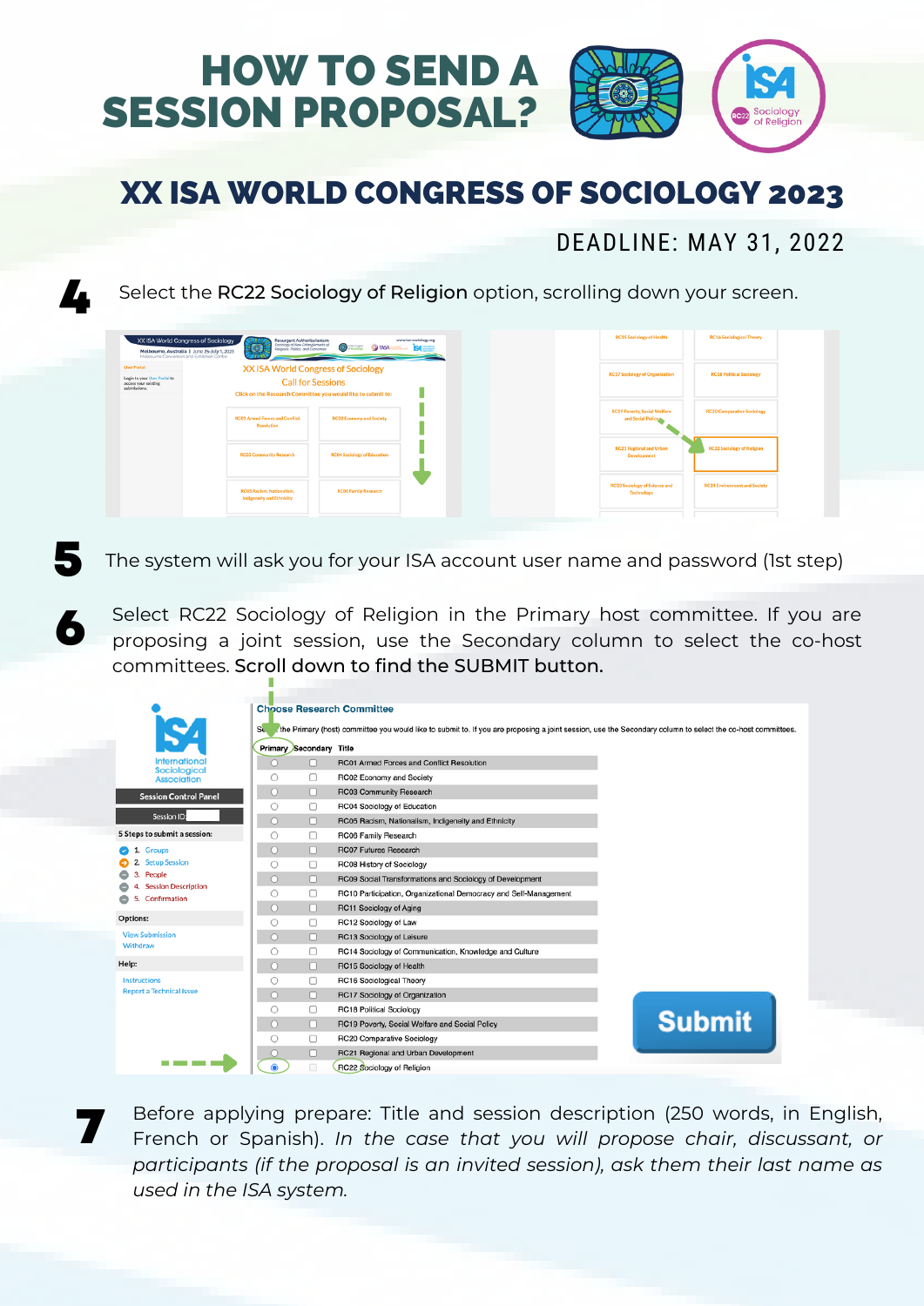# HOW TO SEND A SESSION PROPOSAL?

## XX ISA WORLD CONGRESS OF SOCIOLOGY 2023

DEADLINE: MAY 31, 2022

**4** Select the **RC22 Sociology of Religion** option, scrolling down your screen.

**5** The system will ask you for your ISA account user name and password (1st step)

**6** Select RC22 Sociology of Religion in the Primary host committee. If you are proposing a joint session, use the Secondary column to select the co-host committees. **Scroll down to find the SUBMIT button.**

**7** Before applying prepare: Title and session description (250 words, in English, French or Spanish). *In the case that you will propose chair, discussant, or participants (if the proposal is an invited session), ask them their last name as used in the ISA system.*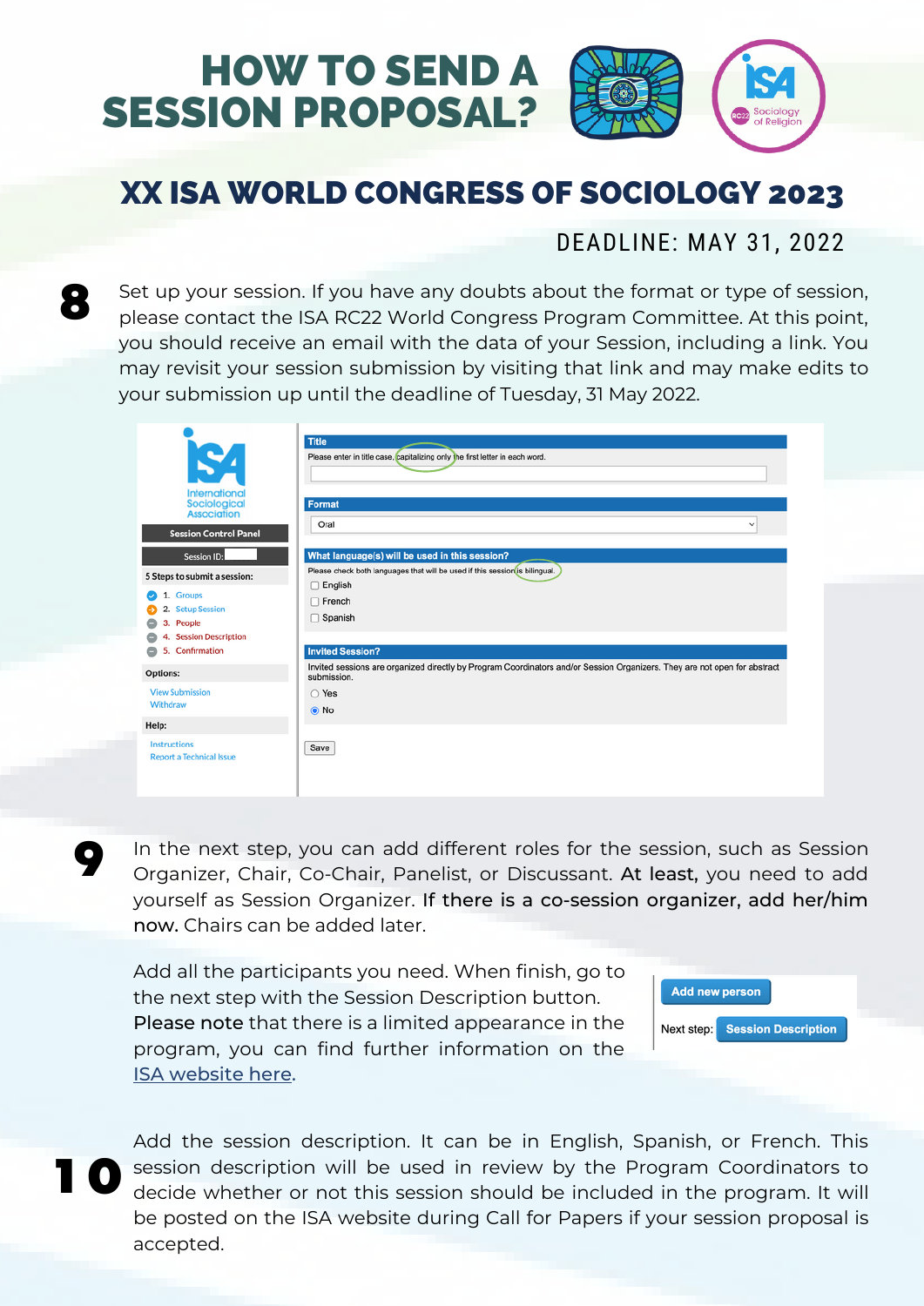# HOW TO SEND A SESSION PROPOSAL?

## XX ISA WORLD CONGRESS OF SOCIOLOGY 2023

DEADLINE: MAY 31, 2022

**8** Set up your session. If you have any doubts about the format or type of session, please contact the ISA RC22 World Congress Program Committee. At this point, you should receive an email with the data of your Session, including a link. You may revisit your session submission by visiting that link and may make edits to your submission up until the deadline of Tuesday, 31 May 2022.

**9** In the next step, you can add different roles for the session, such as Session Organizer, Chair, Co-Chair, Panelist, or Discussant. **At least,** you need to add yourself as Session Organizer. **If there is a co-session organizer, add her/him now.** Chairs can be added later.

Add all the participants you need. When finish, go to the next step with the Session Description button. **Please note** that there is a limited appearance in the program, you can find further information on the [ISA website here](#).

**10** Add the session description. It can be in English, Spanish, or French. This session description will be used in review by the Program Coordinators to decide whether or not this session should be included in the program. It will be posted on the ISA website during Call for Papers if your session proposal is accepted.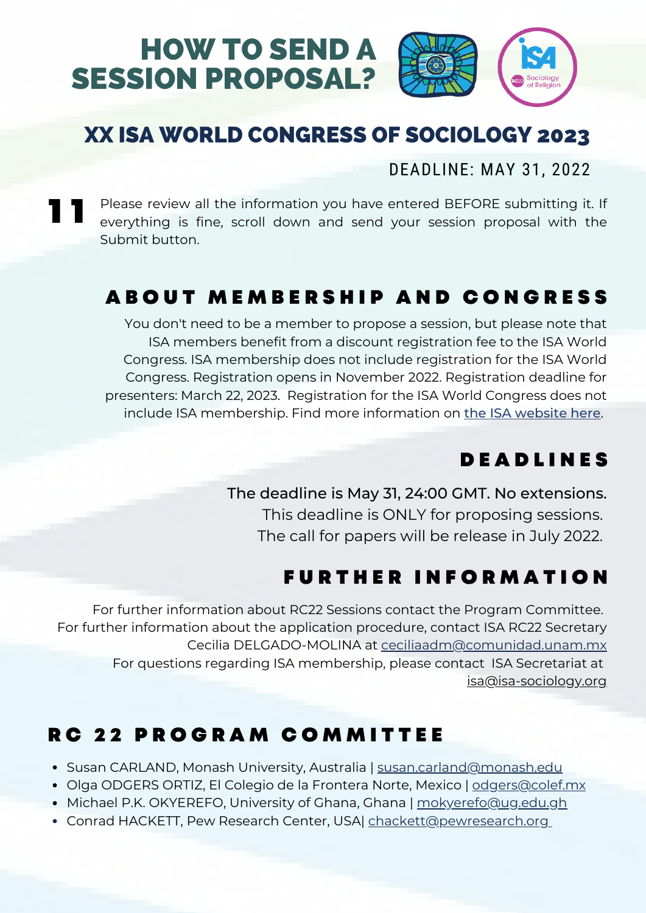# HOW TO SEND A SESSION PROPOSAL?

## XX ISA WORLD CONGRESS OF SOCIOLOGY 2023

DEADLINE: MAY 31, 2022

**11** Please review all the information you have entered BEFORE submitting it. If everything is fine, scroll down and send your session proposal with the Submit button.

## ABOUT MEMBERSHIP AND CONGRESS

You don't need to be a member to propose a session, but please note that ISA members benefit from a discount registration fee to the ISA World Congress. ISA membership does not include registration for the ISA World Congress. Registration opens in November 2022. Registration deadline for presenters: March 22, 2023. Registration for the ISA World Congress does not include ISA membership. Find more information on the ISA website here.

## DEADLINES

The deadline is May 31, 24:00 GMT. No extensions.
This deadline is ONLY for proposing sessions.
The call for papers will be release in July 2022.

## FURTHER INFORMATION

For further information about RC22 Sessions contact the Program Committee.
For further information about the application procedure, contact ISA RC22 Secretary Cecilia DELGADO-MOLINA at ceciliaadm@comunidad.unam.mx
For questions regarding ISA membership, please contact ISA Secretariat at isa@isa-sociology.org

## RC 22 PROGRAM COMMITTEE

- Susan CARLAND, Monash University, Australia | susan.carland@monash.edu
- Olga ODGERS ORTIZ, El Colegio de la Frontera Norte, Mexico | odgers@colef.mx
- Michael P.K. OKYEREFO, University of Ghana, Ghana | mokyerefo@ug.edu.gh
- Conrad HACKETT, Pew Research Center, USA| chackett@pewresearch.org